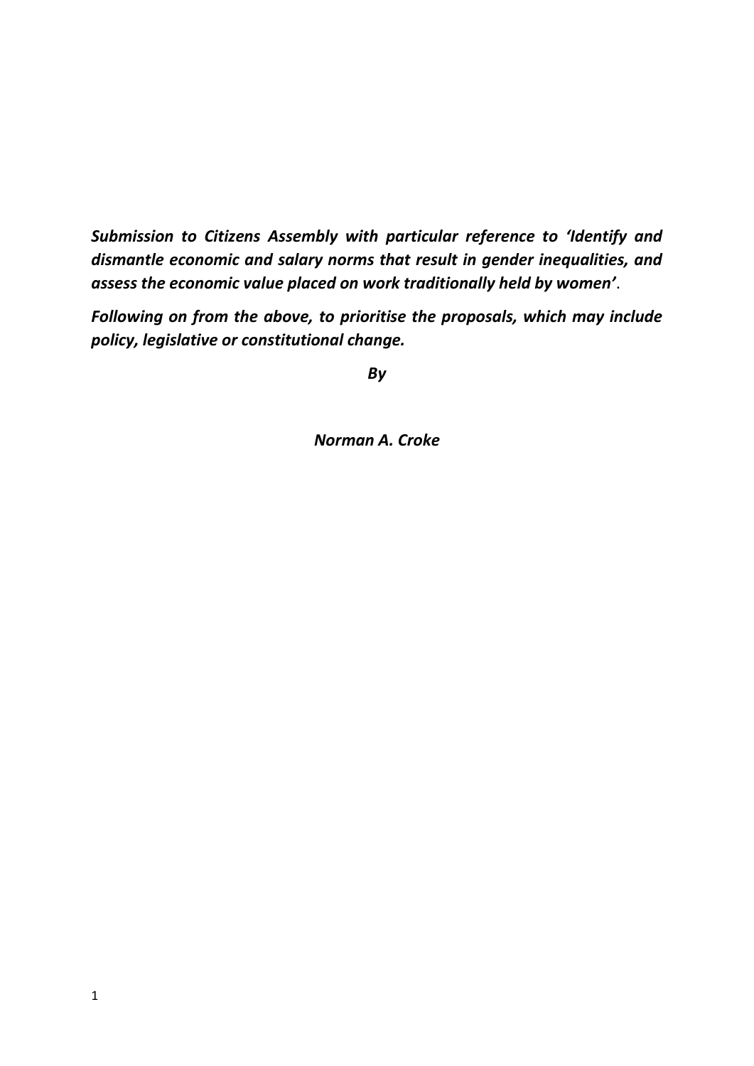***Submission to Citizens Assembly with particular reference to 'Identify and dismantle economic and salary norms that result in gender inequalities, and assess the economic value placed on work traditionally held by women'*.**

***Following on from the above, to prioritise the proposals, which may include policy, legislative or constitutional change.***

***By***

***Norman A. Croke***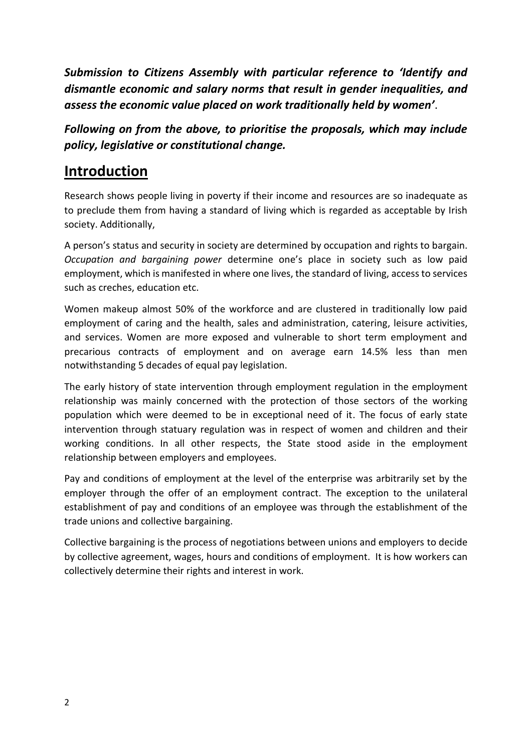***Submission to Citizens Assembly with particular reference to 'Identify and dismantle economic and salary norms that result in gender inequalities, and assess the economic value placed on work traditionally held by women'***.

***Following on from the above, to prioritise the proposals, which may include policy, legislative or constitutional change.***

# Introduction

Research shows people living in poverty if their income and resources are so inadequate as to preclude them from having a standard of living which is regarded as acceptable by Irish society. Additionally,

A person's status and security in society are determined by occupation and rights to bargain. *Occupation and bargaining power* determine one's place in society such as low paid employment, which is manifested in where one lives, the standard of living, access to services such as creches, education etc.

Women makeup almost 50% of the workforce and are clustered in traditionally low paid employment of caring and the health, sales and administration, catering, leisure activities, and services. Women are more exposed and vulnerable to short term employment and precarious contracts of employment and on average earn 14.5% less than men notwithstanding 5 decades of equal pay legislation.

The early history of state intervention through employment regulation in the employment relationship was mainly concerned with the protection of those sectors of the working population which were deemed to be in exceptional need of it. The focus of early state intervention through statuary regulation was in respect of women and children and their working conditions. In all other respects, the State stood aside in the employment relationship between employers and employees.

Pay and conditions of employment at the level of the enterprise was arbitrarily set by the employer through the offer of an employment contract. The exception to the unilateral establishment of pay and conditions of an employee was through the establishment of the trade unions and collective bargaining.

Collective bargaining is the process of negotiations between unions and employers to decide by collective agreement, wages, hours and conditions of employment. It is how workers can collectively determine their rights and interest in work.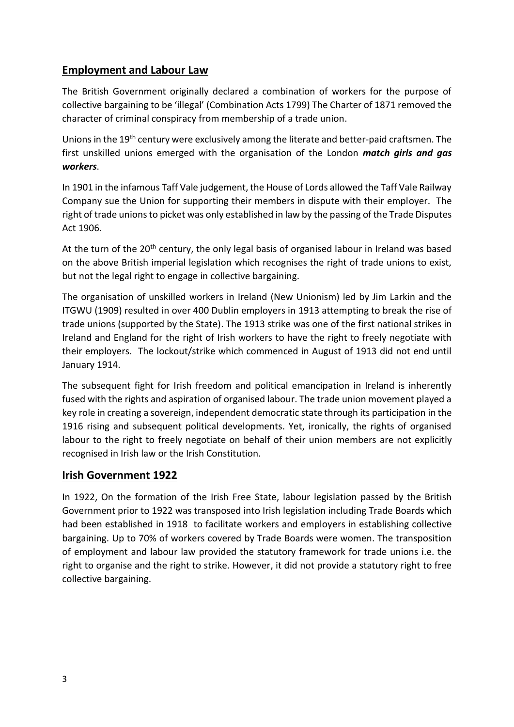## Employment and Labour Law

The British Government originally declared a combination of workers for the purpose of collective bargaining to be 'illegal' (Combination Acts 1799) The Charter of 1871 removed the character of criminal conspiracy from membership of a trade union.

Unions in the 19th century were exclusively among the literate and better-paid craftsmen. The first unskilled unions emerged with the organisation of the London ***match girls and gas workers***.

In 1901 in the infamous Taff Vale judgement, the House of Lords allowed the Taff Vale Railway Company sue the Union for supporting their members in dispute with their employer. The right of trade unions to picket was only established in law by the passing of the Trade Disputes Act 1906.

At the turn of the 20th century, the only legal basis of organised labour in Ireland was based on the above British imperial legislation which recognises the right of trade unions to exist, but not the legal right to engage in collective bargaining.

The organisation of unskilled workers in Ireland (New Unionism) led by Jim Larkin and the ITGWU (1909) resulted in over 400 Dublin employers in 1913 attempting to break the rise of trade unions (supported by the State). The 1913 strike was one of the first national strikes in Ireland and England for the right of Irish workers to have the right to freely negotiate with their employers. The lockout/strike which commenced in August of 1913 did not end until January 1914.

The subsequent fight for Irish freedom and political emancipation in Ireland is inherently fused with the rights and aspiration of organised labour. The trade union movement played a key role in creating a sovereign, independent democratic state through its participation in the 1916 rising and subsequent political developments. Yet, ironically, the rights of organised labour to the right to freely negotiate on behalf of their union members are not explicitly recognised in Irish law or the Irish Constitution.

## Irish Government 1922

In 1922, On the formation of the Irish Free State, labour legislation passed by the British Government prior to 1922 was transposed into Irish legislation including Trade Boards which had been established in 1918 to facilitate workers and employers in establishing collective bargaining. Up to 70% of workers covered by Trade Boards were women. The transposition of employment and labour law provided the statutory framework for trade unions i.e. the right to organise and the right to strike. However, it did not provide a statutory right to free collective bargaining.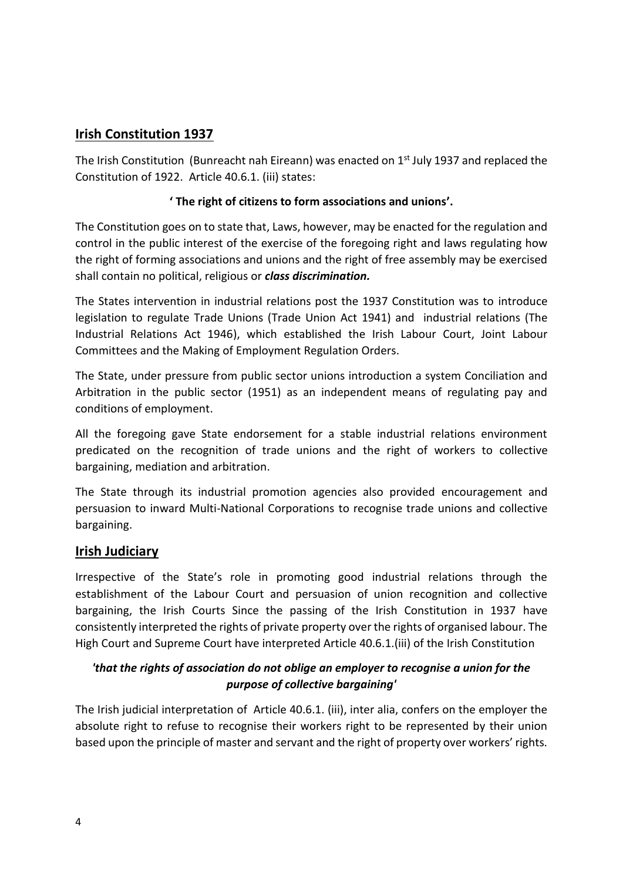## Irish Constitution 1937

The Irish Constitution (Bunreacht nah Eireann) was enacted on 1st July 1937 and replaced the Constitution of 1922. Article 40.6.1. (iii) states:

**' The right of citizens to form associations and unions'.**

The Constitution goes on to state that, Laws, however, may be enacted for the regulation and control in the public interest of the exercise of the foregoing right and laws regulating how the right of forming associations and unions and the right of free assembly may be exercised shall contain no political, religious or ***class discrimination.***

The States intervention in industrial relations post the 1937 Constitution was to introduce legislation to regulate Trade Unions (Trade Union Act 1941) and industrial relations (The Industrial Relations Act 1946), which established the Irish Labour Court, Joint Labour Committees and the Making of Employment Regulation Orders.

The State, under pressure from public sector unions introduction a system Conciliation and Arbitration in the public sector (1951) as an independent means of regulating pay and conditions of employment.

All the foregoing gave State endorsement for a stable industrial relations environment predicated on the recognition of trade unions and the right of workers to collective bargaining, mediation and arbitration.

The State through its industrial promotion agencies also provided encouragement and persuasion to inward Multi-National Corporations to recognise trade unions and collective bargaining.

## Irish Judiciary

Irrespective of the State's role in promoting good industrial relations through the establishment of the Labour Court and persuasion of union recognition and collective bargaining, the Irish Courts Since the passing of the Irish Constitution in 1937 have consistently interpreted the rights of private property over the rights of organised labour. The High Court and Supreme Court have interpreted Article 40.6.1.(iii) of the Irish Constitution

***'that the rights of association do not oblige an employer to recognise a union for the purpose of collective bargaining'***

The Irish judicial interpretation of Article 40.6.1. (iii), inter alia, confers on the employer the absolute right to refuse to recognise their workers right to be represented by their union based upon the principle of master and servant and the right of property over workers' rights.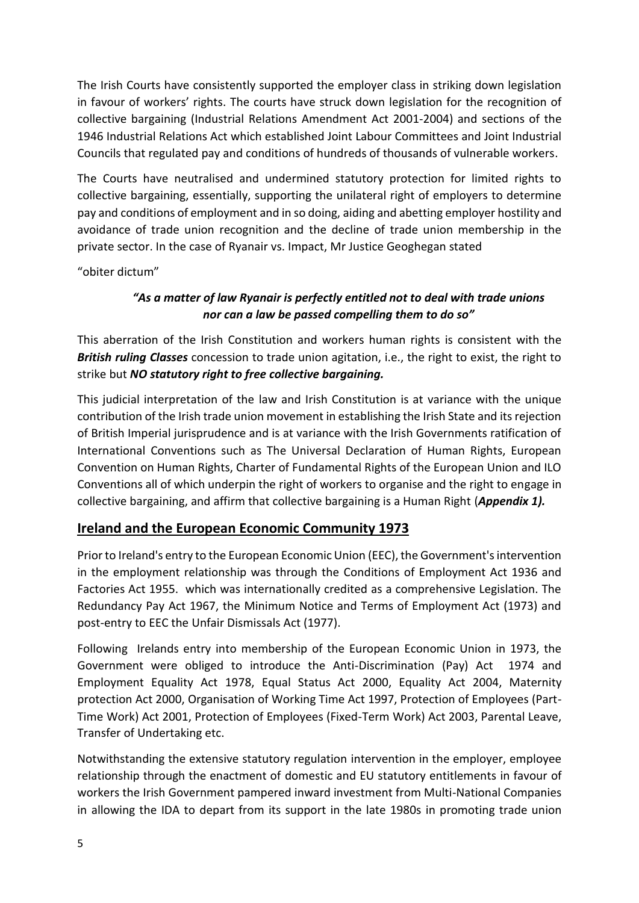The Irish Courts have consistently supported the employer class in striking down legislation in favour of workers' rights. The courts have struck down legislation for the recognition of collective bargaining (Industrial Relations Amendment Act 2001-2004) and sections of the 1946 Industrial Relations Act which established Joint Labour Committees and Joint Industrial Councils that regulated pay and conditions of hundreds of thousands of vulnerable workers.

The Courts have neutralised and undermined statutory protection for limited rights to collective bargaining, essentially, supporting the unilateral right of employers to determine pay and conditions of employment and in so doing, aiding and abetting employer hostility and avoidance of trade union recognition and the decline of trade union membership in the private sector. In the case of Ryanair vs. Impact, Mr Justice Geoghegan stated

"obiter dictum"

> ***"As a matter of law Ryanair is perfectly entitled not to deal with trade unions nor can a law be passed compelling them to do so"***

This aberration of the Irish Constitution and workers human rights is consistent with the ***British ruling Classes*** concession to trade union agitation, i.e., the right to exist, the right to strike but ***NO statutory right to free collective bargaining.***

This judicial interpretation of the law and Irish Constitution is at variance with the unique contribution of the Irish trade union movement in establishing the Irish State and its rejection of British Imperial jurisprudence and is at variance with the Irish Governments ratification of International Conventions such as The Universal Declaration of Human Rights, European Convention on Human Rights, Charter of Fundamental Rights of the European Union and ILO Conventions all of which underpin the right of workers to organise and the right to engage in collective bargaining, and affirm that collective bargaining is a Human Right (***Appendix 1).***

## Ireland and the European Economic Community 1973

Prior to Ireland's entry to the European Economic Union (EEC), the Government's intervention in the employment relationship was through the Conditions of Employment Act 1936 and Factories Act 1955. which was internationally credited as a comprehensive Legislation. The Redundancy Pay Act 1967, the Minimum Notice and Terms of Employment Act (1973) and post-entry to EEC the Unfair Dismissals Act (1977).

Following Irelands entry into membership of the European Economic Union in 1973, the Government were obliged to introduce the Anti-Discrimination (Pay) Act 1974 and Employment Equality Act 1978, Equal Status Act 2000, Equality Act 2004, Maternity protection Act 2000, Organisation of Working Time Act 1997, Protection of Employees (Part-Time Work) Act 2001, Protection of Employees (Fixed-Term Work) Act 2003, Parental Leave, Transfer of Undertaking etc.

Notwithstanding the extensive statutory regulation intervention in the employer, employee relationship through the enactment of domestic and EU statutory entitlements in favour of workers the Irish Government pampered inward investment from Multi-National Companies in allowing the IDA to depart from its support in the late 1980s in promoting trade union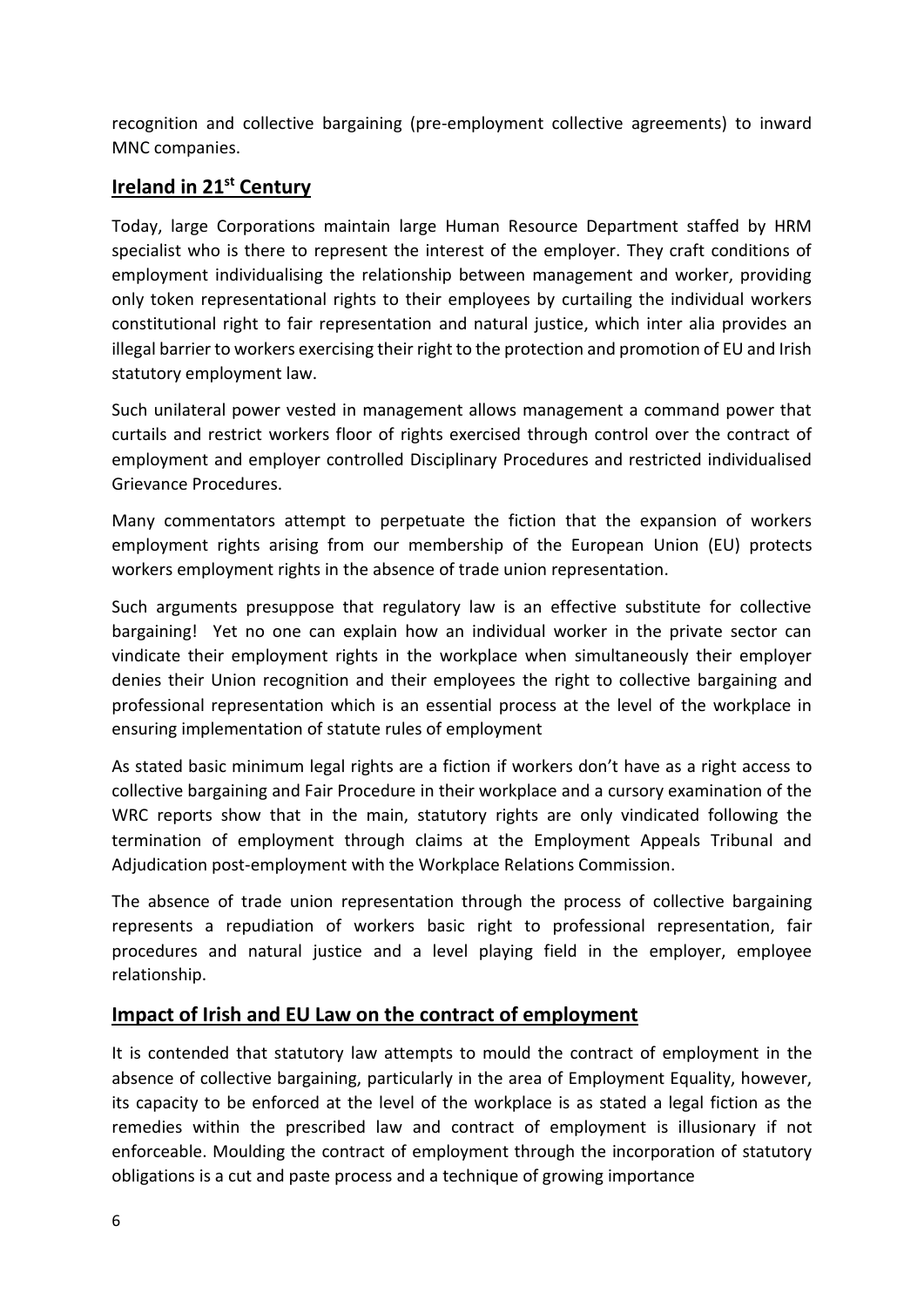recognition and collective bargaining (pre-employment collective agreements) to inward MNC companies.

## Ireland in 21st Century

Today, large Corporations maintain large Human Resource Department staffed by HRM specialist who is there to represent the interest of the employer. They craft conditions of employment individualising the relationship between management and worker, providing only token representational rights to their employees by curtailing the individual workers constitutional right to fair representation and natural justice, which inter alia provides an illegal barrier to workers exercising their right to the protection and promotion of EU and Irish statutory employment law.

Such unilateral power vested in management allows management a command power that curtails and restrict workers floor of rights exercised through control over the contract of employment and employer controlled Disciplinary Procedures and restricted individualised Grievance Procedures.

Many commentators attempt to perpetuate the fiction that the expansion of workers employment rights arising from our membership of the European Union (EU) protects workers employment rights in the absence of trade union representation.

Such arguments presuppose that regulatory law is an effective substitute for collective bargaining! Yet no one can explain how an individual worker in the private sector can vindicate their employment rights in the workplace when simultaneously their employer denies their Union recognition and their employees the right to collective bargaining and professional representation which is an essential process at the level of the workplace in ensuring implementation of statute rules of employment

As stated basic minimum legal rights are a fiction if workers don't have as a right access to collective bargaining and Fair Procedure in their workplace and a cursory examination of the WRC reports show that in the main, statutory rights are only vindicated following the termination of employment through claims at the Employment Appeals Tribunal and Adjudication post-employment with the Workplace Relations Commission.

The absence of trade union representation through the process of collective bargaining represents a repudiation of workers basic right to professional representation, fair procedures and natural justice and a level playing field in the employer, employee relationship.

## Impact of Irish and EU Law on the contract of employment

It is contended that statutory law attempts to mould the contract of employment in the absence of collective bargaining, particularly in the area of Employment Equality, however, its capacity to be enforced at the level of the workplace is as stated a legal fiction as the remedies within the prescribed law and contract of employment is illusionary if not enforceable. Moulding the contract of employment through the incorporation of statutory obligations is a cut and paste process and a technique of growing importance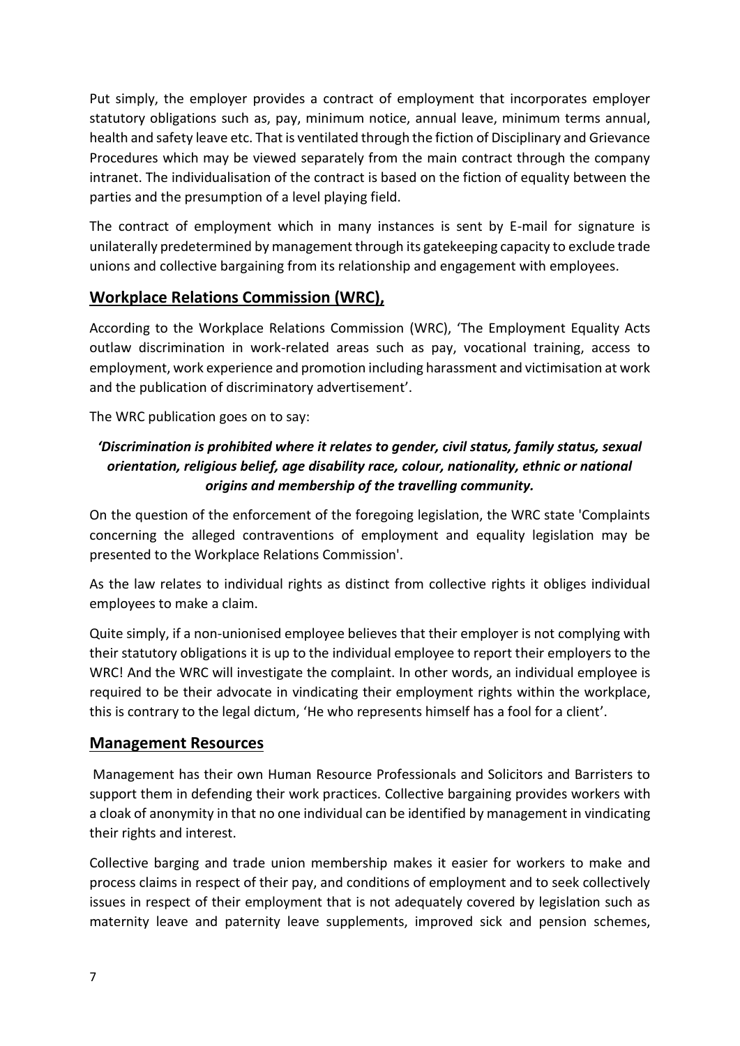Put simply, the employer provides a contract of employment that incorporates employer statutory obligations such as, pay, minimum notice, annual leave, minimum terms annual, health and safety leave etc. That is ventilated through the fiction of Disciplinary and Grievance Procedures which may be viewed separately from the main contract through the company intranet. The individualisation of the contract is based on the fiction of equality between the parties and the presumption of a level playing field.

The contract of employment which in many instances is sent by E-mail for signature is unilaterally predetermined by management through its gatekeeping capacity to exclude trade unions and collective bargaining from its relationship and engagement with employees.

## **Workplace Relations Commission (WRC),**

According to the Workplace Relations Commission (WRC), 'The Employment Equality Acts outlaw discrimination in work-related areas such as pay, vocational training, access to employment, work experience and promotion including harassment and victimisation at work and the publication of discriminatory advertisement'.

The WRC publication goes on to say:

***'Discrimination is prohibited where it relates to gender, civil status, family status, sexual orientation, religious belief, age disability race, colour, nationality, ethnic or national origins and membership of the travelling community.***

On the question of the enforcement of the foregoing legislation, the WRC state 'Complaints concerning the alleged contraventions of employment and equality legislation may be presented to the Workplace Relations Commission'.

As the law relates to individual rights as distinct from collective rights it obliges individual employees to make a claim.

Quite simply, if a non-unionised employee believes that their employer is not complying with their statutory obligations it is up to the individual employee to report their employers to the WRC! And the WRC will investigate the complaint. In other words, an individual employee is required to be their advocate in vindicating their employment rights within the workplace, this is contrary to the legal dictum, 'He who represents himself has a fool for a client'.

## **Management Resources**

Management has their own Human Resource Professionals and Solicitors and Barristers to support them in defending their work practices. Collective bargaining provides workers with a cloak of anonymity in that no one individual can be identified by management in vindicating their rights and interest.

Collective barging and trade union membership makes it easier for workers to make and process claims in respect of their pay, and conditions of employment and to seek collectively issues in respect of their employment that is not adequately covered by legislation such as maternity leave and paternity leave supplements, improved sick and pension schemes,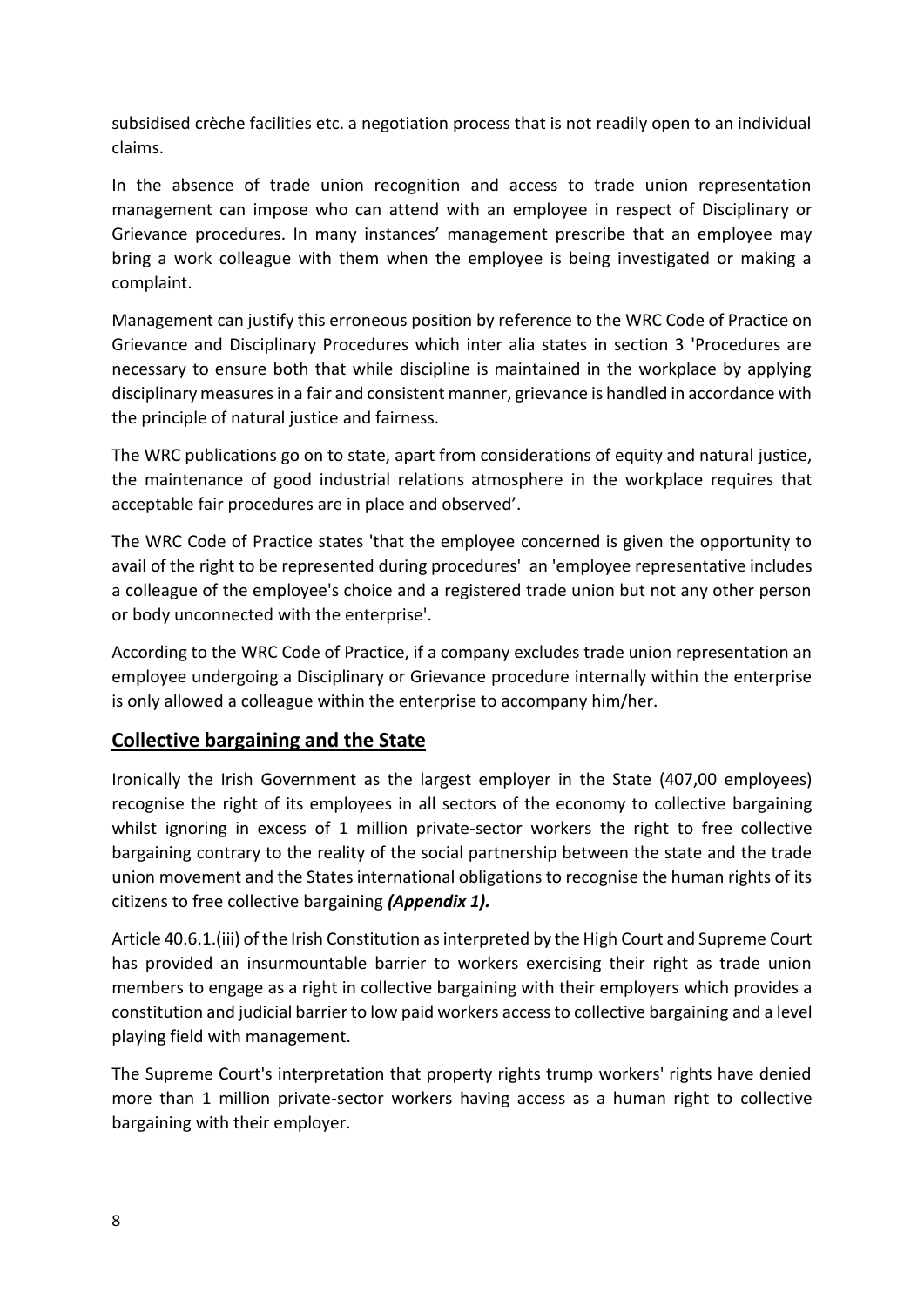subsidised crèche facilities etc. a negotiation process that is not readily open to an individual claims.

In the absence of trade union recognition and access to trade union representation management can impose who can attend with an employee in respect of Disciplinary or Grievance procedures. In many instances' management prescribe that an employee may bring a work colleague with them when the employee is being investigated or making a complaint.

Management can justify this erroneous position by reference to the WRC Code of Practice on Grievance and Disciplinary Procedures which inter alia states in section 3 'Procedures are necessary to ensure both that while discipline is maintained in the workplace by applying disciplinary measures in a fair and consistent manner, grievance is handled in accordance with the principle of natural justice and fairness.

The WRC publications go on to state, apart from considerations of equity and natural justice, the maintenance of good industrial relations atmosphere in the workplace requires that acceptable fair procedures are in place and observed'.

The WRC Code of Practice states 'that the employee concerned is given the opportunity to avail of the right to be represented during procedures' an 'employee representative includes a colleague of the employee's choice and a registered trade union but not any other person or body unconnected with the enterprise'.

According to the WRC Code of Practice, if a company excludes trade union representation an employee undergoing a Disciplinary or Grievance procedure internally within the enterprise is only allowed a colleague within the enterprise to accompany him/her.

## Collective bargaining and the State

Ironically the Irish Government as the largest employer in the State (407,00 employees) recognise the right of its employees in all sectors of the economy to collective bargaining whilst ignoring in excess of 1 million private-sector workers the right to free collective bargaining contrary to the reality of the social partnership between the state and the trade union movement and the States international obligations to recognise the human rights of its citizens to free collective bargaining ***(Appendix 1).***

Article 40.6.1.(iii) of the Irish Constitution as interpreted by the High Court and Supreme Court has provided an insurmountable barrier to workers exercising their right as trade union members to engage as a right in collective bargaining with their employers which provides a constitution and judicial barrier to low paid workers access to collective bargaining and a level playing field with management.

The Supreme Court's interpretation that property rights trump workers' rights have denied more than 1 million private-sector workers having access as a human right to collective bargaining with their employer.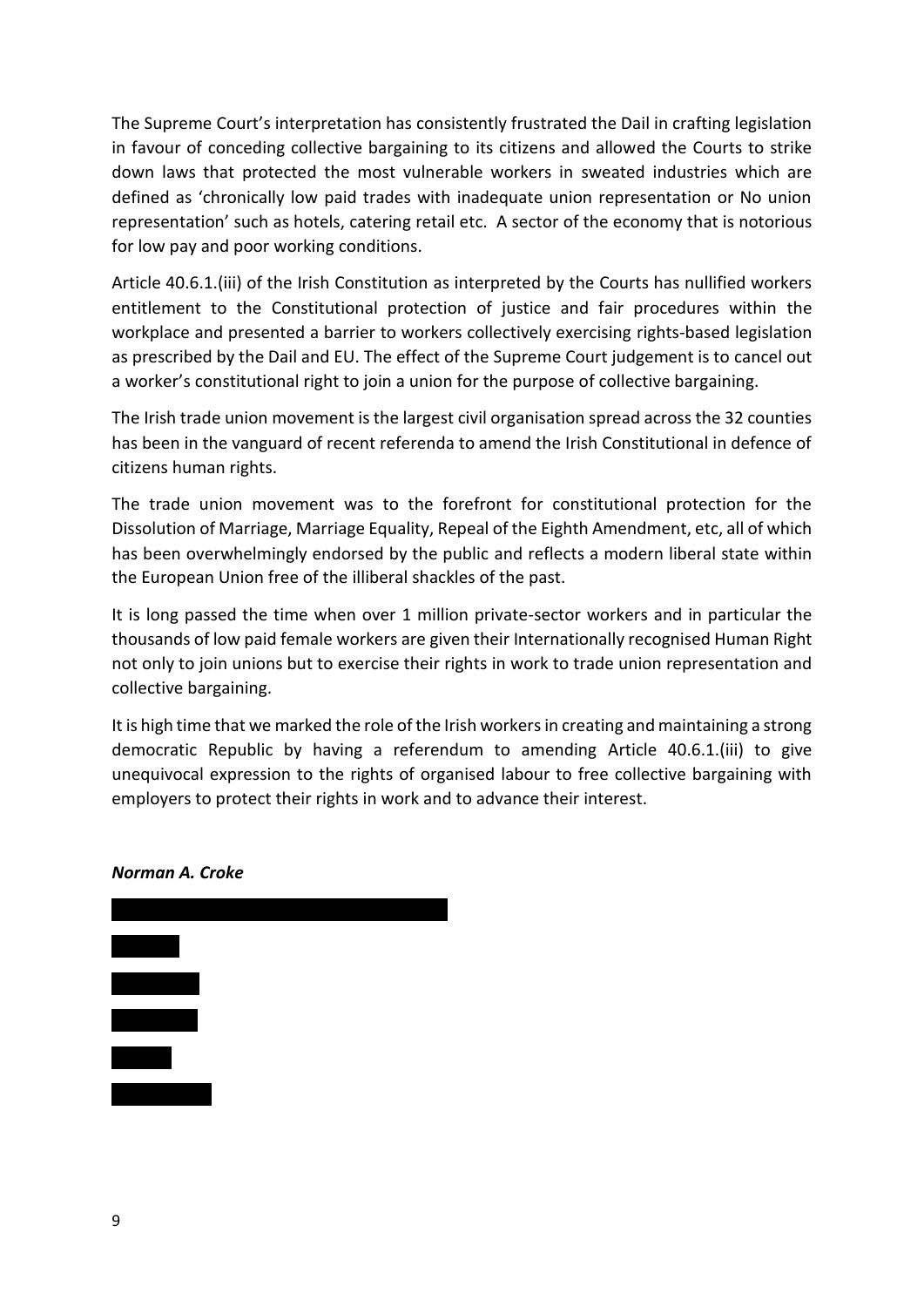The Supreme Court's interpretation has consistently frustrated the Dail in crafting legislation in favour of conceding collective bargaining to its citizens and allowed the Courts to strike down laws that protected the most vulnerable workers in sweated industries which are defined as 'chronically low paid trades with inadequate union representation or No union representation' such as hotels, catering retail etc. A sector of the economy that is notorious for low pay and poor working conditions.

Article 40.6.1.(iii) of the Irish Constitution as interpreted by the Courts has nullified workers entitlement to the Constitutional protection of justice and fair procedures within the workplace and presented a barrier to workers collectively exercising rights-based legislation as prescribed by the Dail and EU. The effect of the Supreme Court judgement is to cancel out a worker's constitutional right to join a union for the purpose of collective bargaining.

The Irish trade union movement is the largest civil organisation spread across the 32 counties has been in the vanguard of recent referenda to amend the Irish Constitutional in defence of citizens human rights.

The trade union movement was to the forefront for constitutional protection for the Dissolution of Marriage, Marriage Equality, Repeal of the Eighth Amendment, etc, all of which has been overwhelmingly endorsed by the public and reflects a modern liberal state within the European Union free of the illiberal shackles of the past.

It is long passed the time when over 1 million private-sector workers and in particular the thousands of low paid female workers are given their Internationally recognised Human Right not only to join unions but to exercise their rights in work to trade union representation and collective bargaining.

It is high time that we marked the role of the Irish workers in creating and maintaining a strong democratic Republic by having a referendum to amending Article 40.6.1.(iii) to give unequivocal expression to the rights of organised labour to free collective bargaining with employers to protect their rights in work and to advance their interest.

***Norman A. Croke***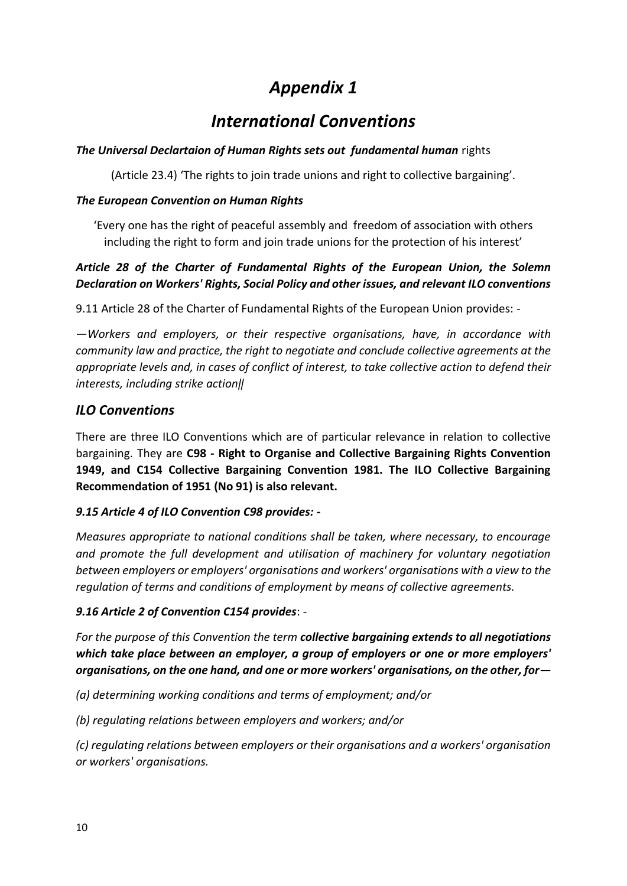# *Appendix 1*

## *International Conventions*

***The Universal Declartaion of Human Rights sets out fundamental human*** rights

(Article 23.4) 'The rights to join trade unions and right to collective bargaining'.

***The European Convention on Human Rights***

'Every one has the right of peaceful assembly and freedom of association with others including the right to form and join trade unions for the protection of his interest'

***Article 28 of the Charter of Fundamental Rights of the European Union, the Solemn Declaration on Workers' Rights, Social Policy and other issues, and relevant ILO conventions***

9.11 Article 28 of the Charter of Fundamental Rights of the European Union provides: -

*—Workers and employers, or their respective organisations, have, in accordance with community law and practice, the right to negotiate and conclude collective agreements at the appropriate levels and, in cases of conflict of interest, to take collective action to defend their interests, including strike action‖*

### *ILO Conventions*

There are three ILO Conventions which are of particular relevance in relation to collective bargaining. They are **C98 - Right to Organise and Collective Bargaining Rights Convention 1949, and C154 Collective Bargaining Convention 1981. The ILO Collective Bargaining Recommendation of 1951 (No 91) is also relevant.**

***9.15 Article 4 of ILO Convention C98 provides: -***

*Measures appropriate to national conditions shall be taken, where necessary, to encourage and promote the full development and utilisation of machinery for voluntary negotiation between employers or employers' organisations and workers' organisations with a view to the regulation of terms and conditions of employment by means of collective agreements.*

***9.16 Article 2 of Convention C154 provides***: -

*For the purpose of this Convention the term **collective bargaining extends to all negotiations which take place between an employer, a group of employers or one or more employers' organisations, on the one hand, and one or more workers' organisations, on the other, for—***

*(a) determining working conditions and terms of employment; and/or*

*(b) regulating relations between employers and workers; and/or*

*(c) regulating relations between employers or their organisations and a workers' organisation or workers' organisations.*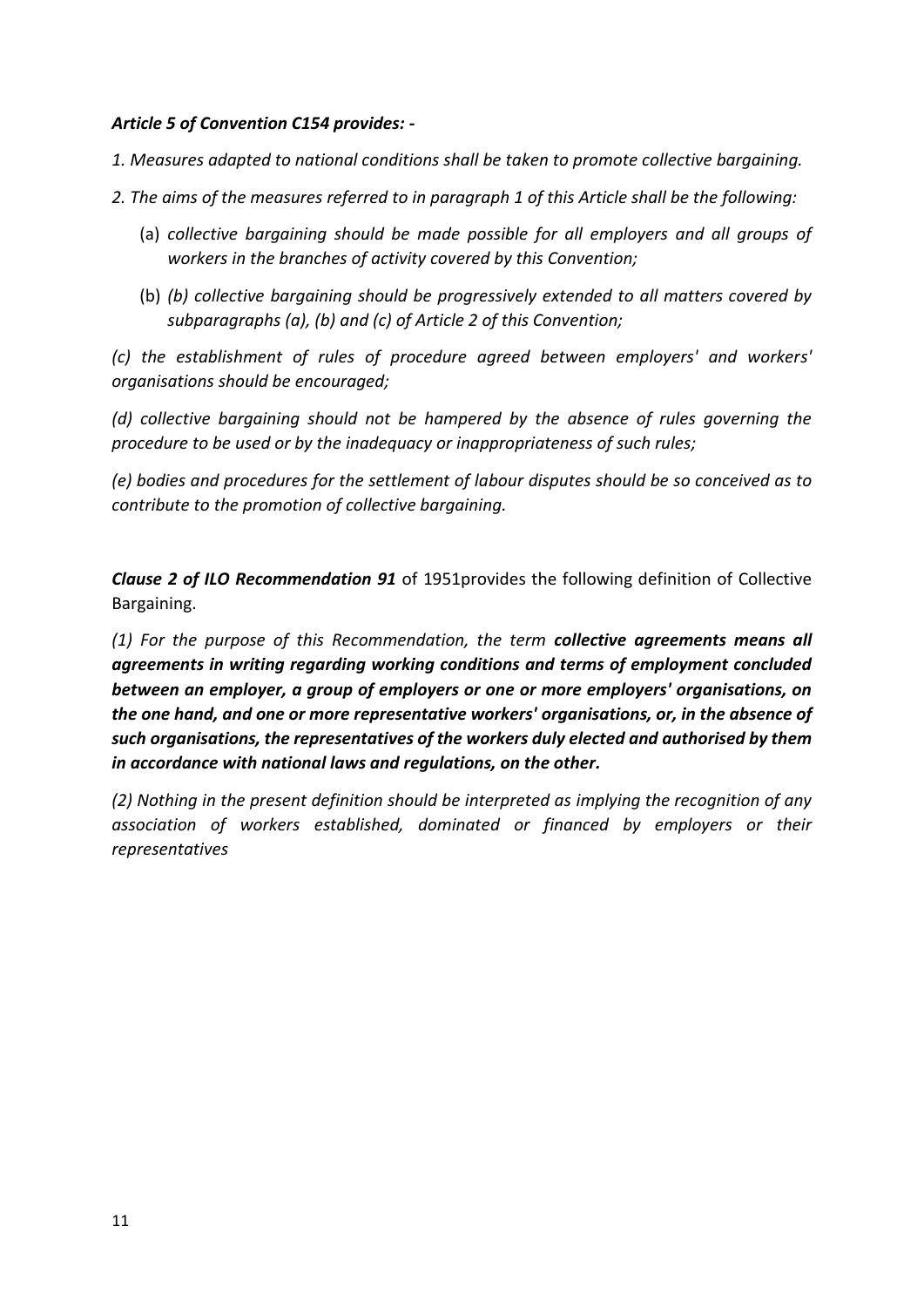***Article 5 of Convention C154 provides: -***

*1. Measures adapted to national conditions shall be taken to promote collective bargaining.*

*2. The aims of the measures referred to in paragraph 1 of this Article shall be the following:*

(a) *collective bargaining should be made possible for all employers and all groups of workers in the branches of activity covered by this Convention;*

(b) *(b) collective bargaining should be progressively extended to all matters covered by subparagraphs (a), (b) and (c) of Article 2 of this Convention;*

*(c) the establishment of rules of procedure agreed between employers' and workers' organisations should be encouraged;*

*(d) collective bargaining should not be hampered by the absence of rules governing the procedure to be used or by the inadequacy or inappropriateness of such rules;*

*(e) bodies and procedures for the settlement of labour disputes should be so conceived as to contribute to the promotion of collective bargaining.*

***Clause 2 of ILO Recommendation 91*** of 1951provides the following definition of Collective Bargaining.

*(1) For the purpose of this Recommendation, the term **collective agreements means all agreements in writing regarding working conditions and terms of employment concluded between an employer, a group of employers or one or more employers' organisations, on the one hand, and one or more representative workers' organisations, or, in the absence of such organisations, the representatives of the workers duly elected and authorised by them in accordance with national laws and regulations, on the other.***

*(2) Nothing in the present definition should be interpreted as implying the recognition of any association of workers established, dominated or financed by employers or their representatives*